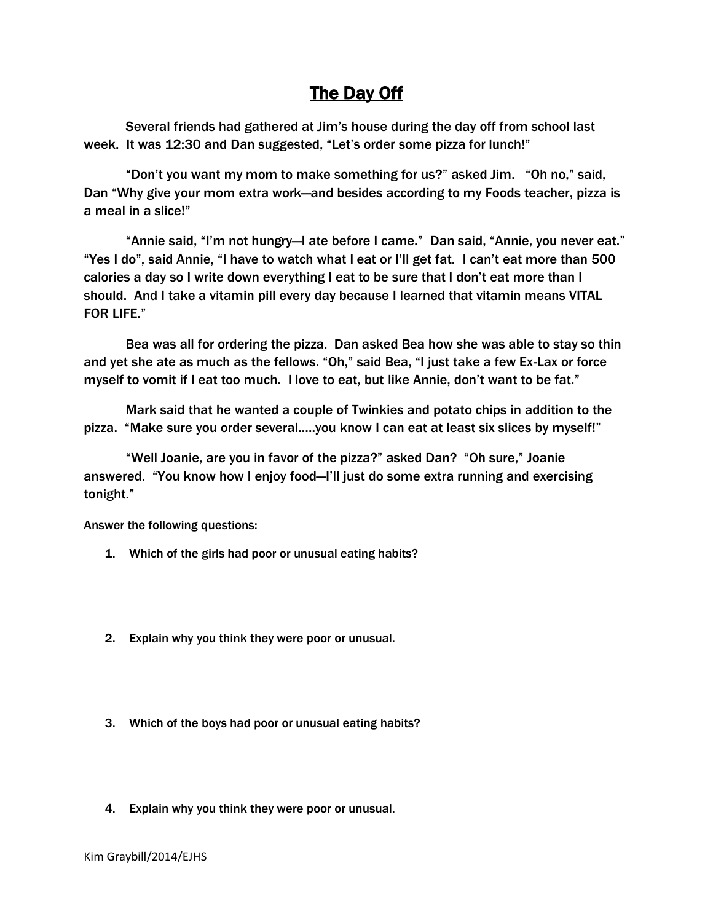# The Day Off

Several friends had gathered at Jim's house during the day off from school last week. It was 12:30 and Dan suggested, "Let's order some pizza for lunch!"

"Don't you want my mom to make something for us?" asked Jim. "Oh no," said, Dan "Why give your mom extra work—and besides according to my Foods teacher, pizza is a meal in a slice!"

"Annie said, "I'm not hungry—I ate before I came." Dan said, "Annie, you never eat." "Yes I do", said Annie, "I have to watch what I eat or I'll get fat. I can't eat more than 500 calories a day so I write down everything I eat to be sure that I don't eat more than I should. And I take a vitamin pill every day because I learned that vitamin means VITAL FOR LIFE."

Bea was all for ordering the pizza. Dan asked Bea how she was able to stay so thin and yet she ate as much as the fellows. "Oh," said Bea, "I just take a few Ex-Lax or force myself to vomit if I eat too much. I love to eat, but like Annie, don't want to be fat."

Mark said that he wanted a couple of Twinkies and potato chips in addition to the pizza. "Make sure you order several.....you know I can eat at least six slices by myself!"

"Well Joanie, are you in favor of the pizza?" asked Dan? "Oh sure," Joanie answered. "You know how I enjoy food—I'll just do some extra running and exercising tonight."

Answer the following questions:

1. Which of the girls had poor or unusual eating habits?

2. Explain why you think they were poor or unusual.

3. Which of the boys had poor or unusual eating habits?

4. Explain why you think they were poor or unusual.

Kim Graybill/2014/EJHS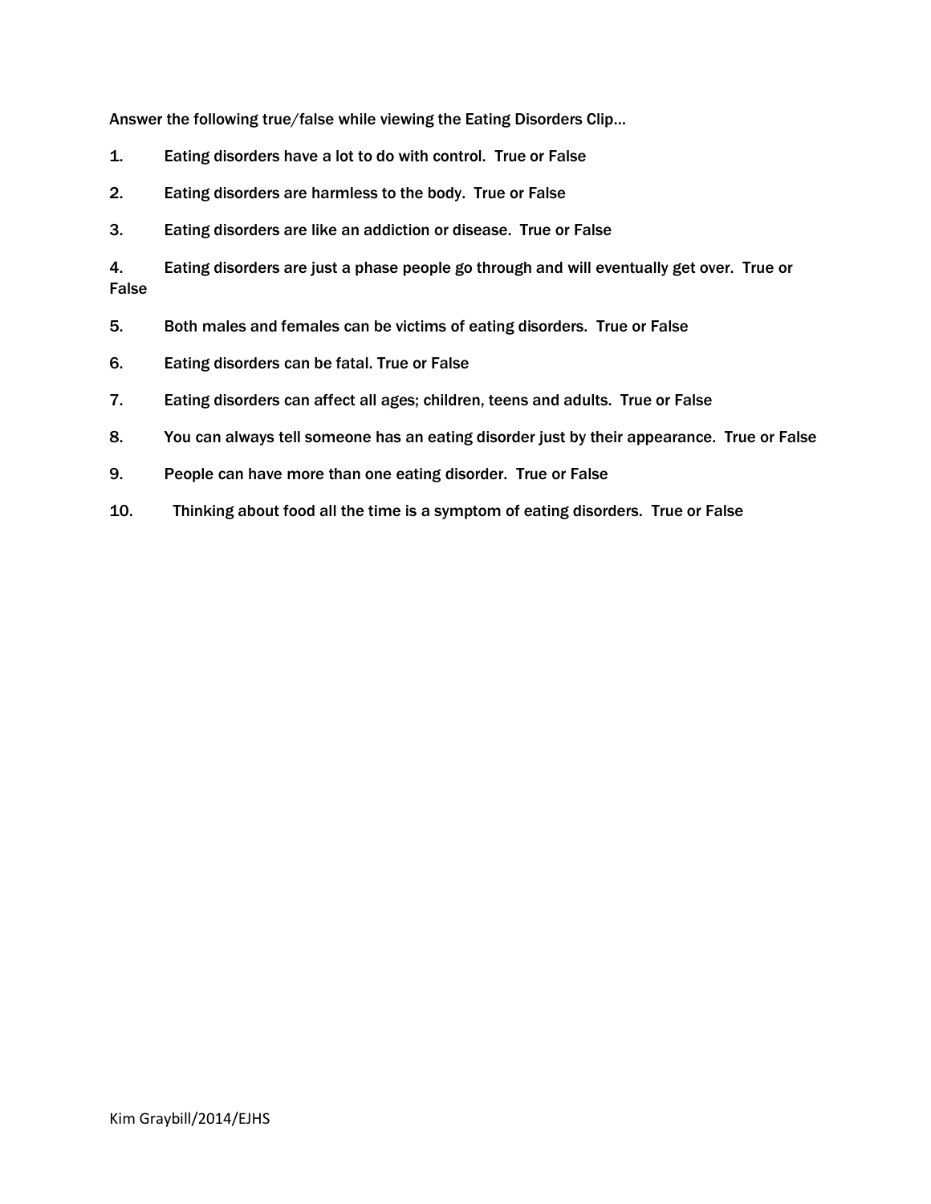Answer the following true/false while viewing the Eating Disorders Clip…

1. Eating disorders have a lot to do with control. True or False
2. Eating disorders are harmless to the body. True or False
3. Eating disorders are like an addiction or disease. True or False
4. Eating disorders are just a phase people go through and will eventually get over. True or False
5. Both males and females can be victims of eating disorders. True or False
6. Eating disorders can be fatal. True or False
7. Eating disorders can affect all ages; children, teens and adults. True or False
8. You can always tell someone has an eating disorder just by their appearance. True or False
9. People can have more than one eating disorder. True or False
10. Thinking about food all the time is a symptom of eating disorders. True or False

Kim Graybill/2014/EJHS